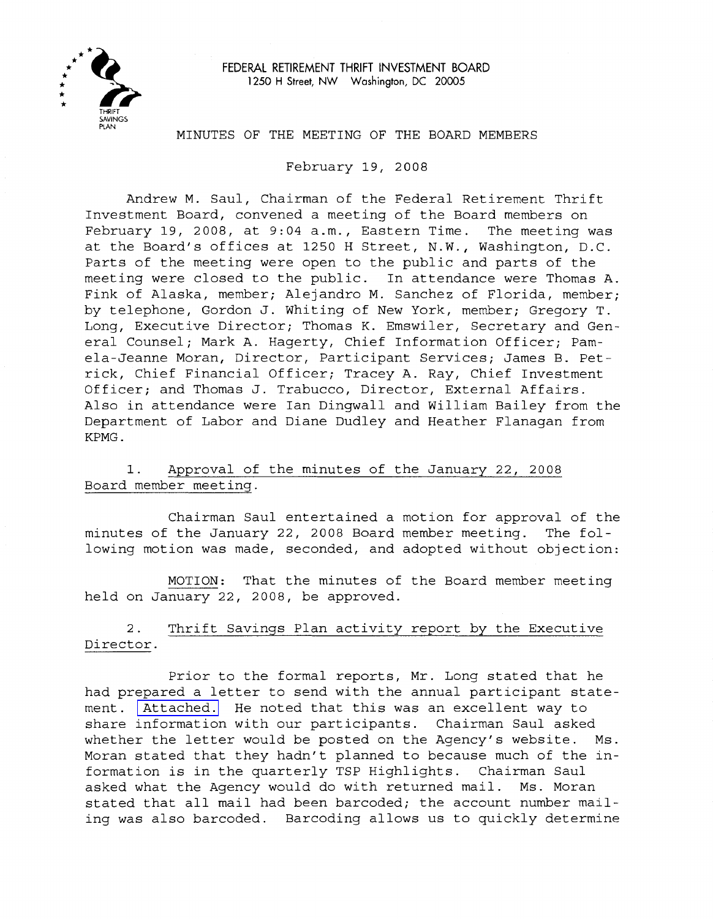FEDERAL RETIREMENT THRIFT INVESTMENT BOARD
1250 H Street, NW Washington, DC 20005

# MINUTES OF THE MEETING OF THE BOARD MEMBERS

February 19, 2008

Andrew M. Saul, Chairman of the Federal Retirement Thrift Investment Board, convened a meeting of the Board members on February 19, 2008, at 9:04 a.m., Eastern Time. The meeting was at the Board's offices at 1250 H Street, N.W., Washington, D.C. Parts of the meeting were open to the public and parts of the meeting were closed to the public. In attendance were Thomas A. Fink of Alaska, member; Alejandro M. Sanchez of Florida, member; by telephone, Gordon J. Whiting of New York, member; Gregory T. Long, Executive Director; Thomas K. Emswiler, Secretary and General Counsel; Mark A. Hagerty, Chief Information Officer; Pamela-Jeanne Moran, Director, Participant Services; James B. Petrick, Chief Financial Officer; Tracey A. Ray, Chief Investment Officer; and Thomas J. Trabucco, Director, External Affairs. Also in attendance were Ian Dingwall and William Bailey from the Department of Labor and Diane Dudley and Heather Flanagan from KPMG.

1. Approval of the minutes of the January 22, 2008 Board member meeting.

Chairman Saul entertained a motion for approval of the minutes of the January 22, 2008 Board member meeting. The following motion was made, seconded, and adopted without objection:

MOTION: That the minutes of the Board member meeting held on January 22, 2008, be approved.

2. Thrift Savings Plan activity report by the Executive Director.

Prior to the formal reports, Mr. Long stated that he had prepared a letter to send with the annual participant statement. Attached. He noted that this was an excellent way to share information with our participants. Chairman Saul asked whether the letter would be posted on the Agency's website. Ms. Moran stated that they hadn't planned to because much of the information is in the quarterly TSP Highlights. Chairman Saul asked what the Agency would do with returned mail. Ms. Moran stated that all mail had been barcoded; the account number mailing was also barcoded. Barcoding allows us to quickly determine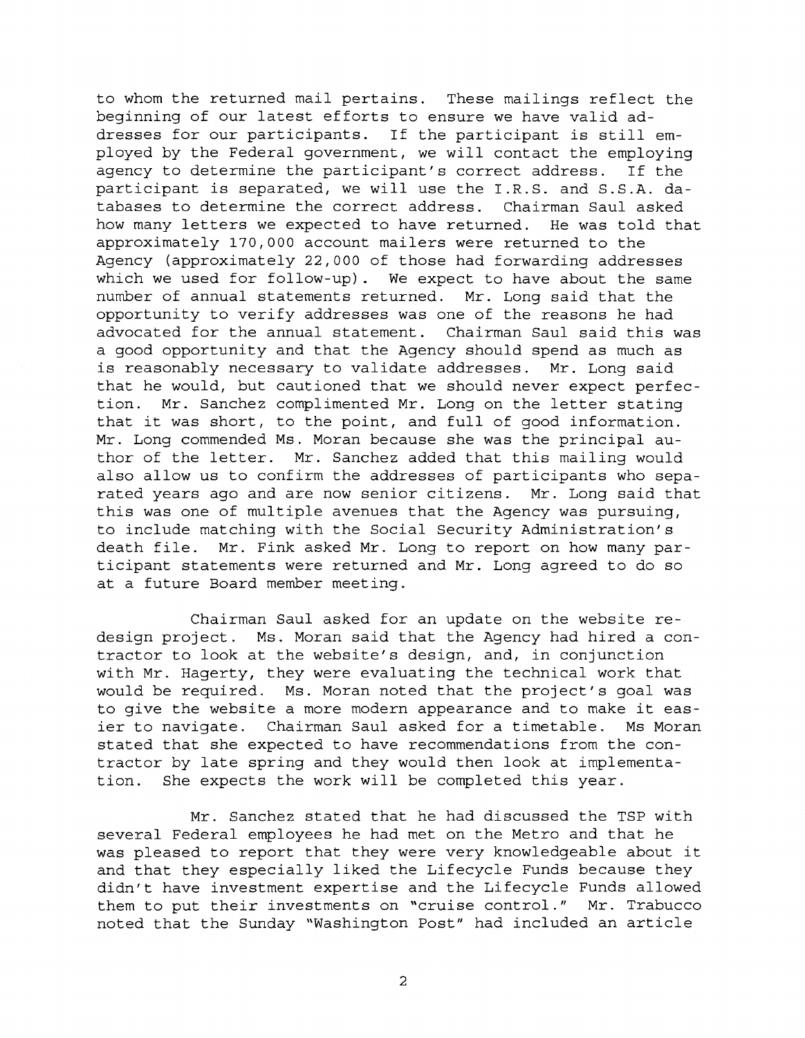to whom the returned mail pertains. These mailings reflect the beginning of our latest efforts to ensure we have valid addresses for our participants. If the participant is still employed by the Federal government, we will contact the employing agency to determine the participant's correct address. If the participant is separated, we will use the I.R.S. and S.S.A. databases to determine the correct address. Chairman Saul asked how many letters we expected to have returned. He was told that approximately 170,000 account mailers were returned to the Agency (approximately 22,000 of those had forwarding addresses which we used for follow-up). We expect to have about the same number of annual statements returned. Mr. Long said that the opportunity to verify addresses was one of the reasons he had advocated for the annual statement. Chairman Saul said this was a good opportunity and that the Agency should spend as much as is reasonably necessary to validate addresses. Mr. Long said that he would, but cautioned that we should never expect perfection. Mr. Sanchez complimented Mr. Long on the letter stating that it was short, to the point, and full of good information. Mr. Long commended Ms. Moran because she was the principal author of the letter. Mr. Sanchez added that this mailing would also allow us to confirm the addresses of participants who separated years ago and are now senior citizens. Mr. Long said that this was one of multiple avenues that the Agency was pursuing, to include matching with the Social Security Administration's death file. Mr. Fink asked Mr. Long to report on how many participant statements were returned and Mr. Long agreed to do so at a future Board member meeting.

Chairman Saul asked for an update on the website redesign project. Ms. Moran said that the Agency had hired a contractor to look at the website's design, and, in conjunction with Mr. Hagerty, they were evaluating the technical work that would be required. Ms. Moran noted that the project's goal was to give the website a more modern appearance and to make it easier to navigate. Chairman Saul asked for a timetable. Ms Moran stated that she expected to have recommendations from the contractor by late spring and they would then look at implementation. She expects the work will be completed this year.

Mr. Sanchez stated that he had discussed the TSP with several Federal employees he had met on the Metro and that he was pleased to report that they were very knowledgeable about it and that they especially liked the Lifecycle Funds because they didn't have investment expertise and the Lifecycle Funds allowed them to put their investments on "cruise control." Mr. Trabucco noted that the Sunday "Washington Post" had included an article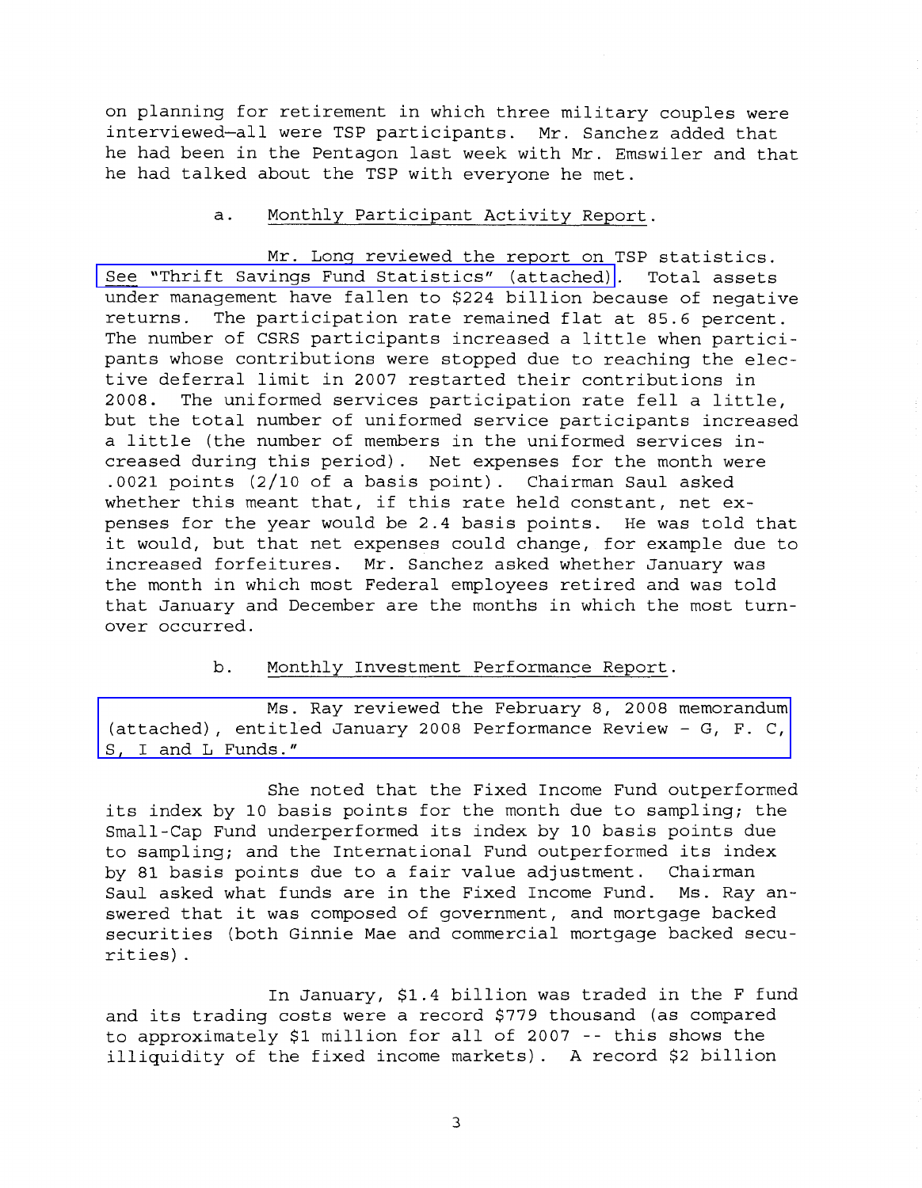on planning for retirement in which three military couples were interviewed—all were TSP participants. Mr. Sanchez added that he had been in the Pentagon last week with Mr. Emswiler and that he had talked about the TSP with everyone he met.

a. Monthly Participant Activity Report.

Mr. Long reviewed the report on TSP statistics. See "Thrift Savings Fund Statistics" (attached). Total assets under management have fallen to $224 billion because of negative returns. The participation rate remained flat at 85.6 percent. The number of CSRS participants increased a little when participants whose contributions were stopped due to reaching the elective deferral limit in 2007 restarted their contributions in 2008. The uniformed services participation rate fell a little, but the total number of uniformed service participants increased a little (the number of members in the uniformed services increased during this period). Net expenses for the month were .0021 points (2/10 of a basis point). Chairman Saul asked whether this meant that, if this rate held constant, net expenses for the year would be 2.4 basis points. He was told that it would, but that net expenses could change, for example due to increased forfeitures. Mr. Sanchez asked whether January was the month in which most Federal employees retired and was told that January and December are the months in which the most turnover occurred.

b. Monthly Investment Performance Report.

Ms. Ray reviewed the February 8, 2008 memorandum (attached), entitled January 2008 Performance Review - G, F. C, S, I and L Funds."

She noted that the Fixed Income Fund outperformed its index by 10 basis points for the month due to sampling; the Small-Cap Fund underperformed its index by 10 basis points due to sampling; and the International Fund outperformed its index by 81 basis points due to a fair value adjustment. Chairman Saul asked what funds are in the Fixed Income Fund. Ms. Ray answered that it was composed of government, and mortgage backed securities (both Ginnie Mae and commercial mortgage backed securities).

In January, $1.4 billion was traded in the F fund and its trading costs were a record $779 thousand (as compared to approximately $1 million for all of 2007 -- this shows the illiquidity of the fixed income markets). A record $2 billion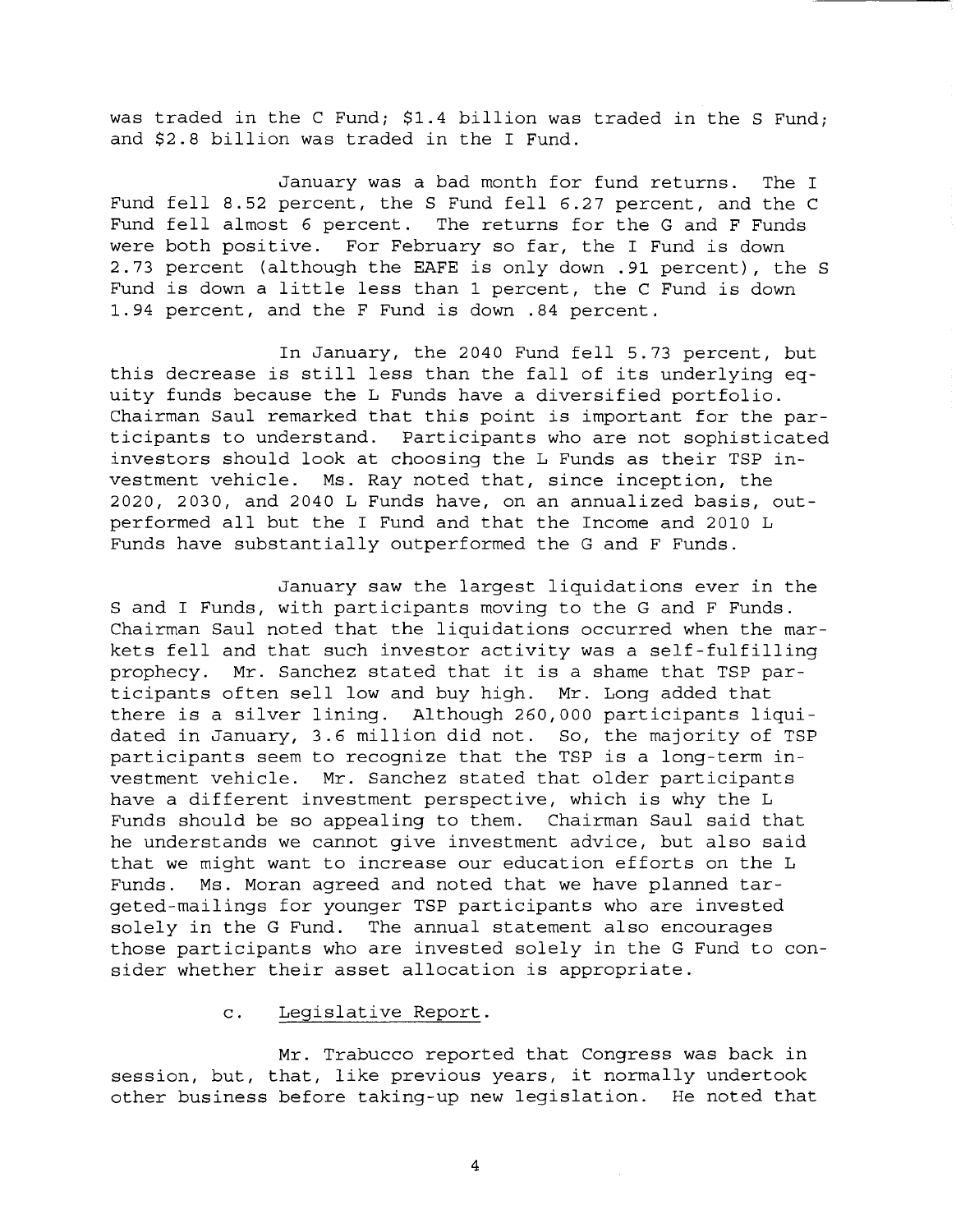was traded in the C Fund; $1.4 billion was traded in the S Fund; and $2.8 billion was traded in the I Fund.

January was a bad month for fund returns. The I Fund fell 8.52 percent, the S Fund fell 6.27 percent, and the C Fund fell almost 6 percent. The returns for the G and F Funds were both positive. For February so far, the I Fund is down 2.73 percent (although the EAFE is only down .91 percent), the S Fund is down a little less than 1 percent, the C Fund is down 1.94 percent, and the F Fund is down .84 percent.

In January, the 2040 Fund fell 5.73 percent, but this decrease is still less than the fall of its underlying equity funds because the L Funds have a diversified portfolio. Chairman Saul remarked that this point is important for the participants to understand. Participants who are not sophisticated investors should look at choosing the L Funds as their TSP investment vehicle. Ms. Ray noted that, since inception, the 2020, 2030, and 2040 L Funds have, on an annualized basis, outperformed all but the I Fund and that the Income and 2010 L Funds have substantially outperformed the G and F Funds.

January saw the largest liquidations ever in the S and I Funds, with participants moving to the G and F Funds. Chairman Saul noted that the liquidations occurred when the markets fell and that such investor activity was a self-fulfilling prophecy. Mr. Sanchez stated that it is a shame that TSP participants often sell low and buy high. Mr. Long added that there is a silver lining. Although 260,000 participants liquidated in January, 3.6 million did not. So, the majority of TSP participants seem to recognize that the TSP is a long-term investment vehicle. Mr. Sanchez stated that older participants have a different investment perspective, which is why the L Funds should be so appealing to them. Chairman Saul said that he understands we cannot give investment advice, but also said that we might want to increase our education efforts on the L Funds. Ms. Moran agreed and noted that we have planned targeted-mailings for younger TSP participants who are invested solely in the G Fund. The annual statement also encourages those participants who are invested solely in the G Fund to consider whether their asset allocation is appropriate.

c. Legislative Report.

Mr. Trabucco reported that Congress was back in session, but, that, like previous years, it normally undertook other business before taking-up new legislation. He noted that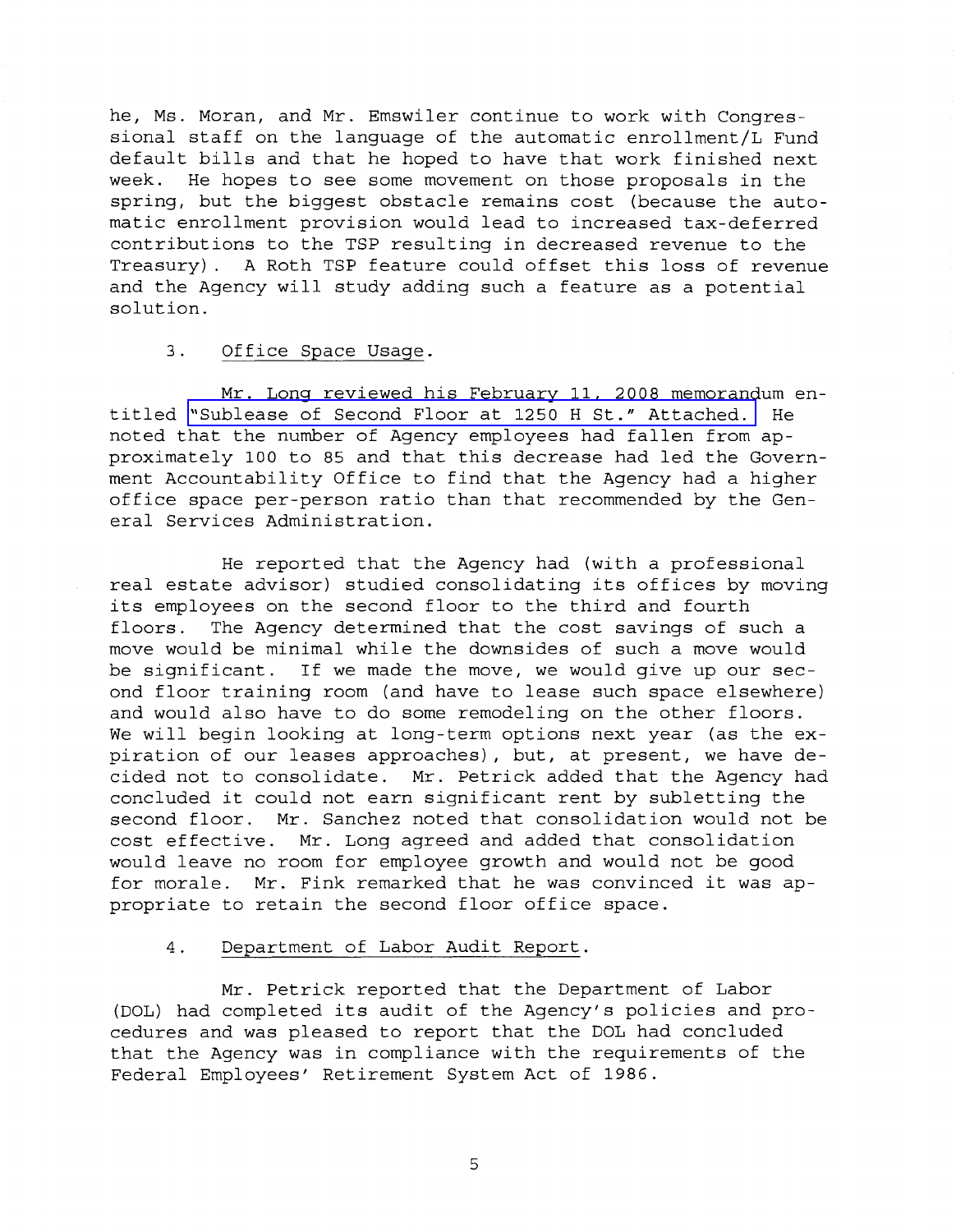he, Ms. Moran, and Mr. Emswiler continue to work with Congressional staff on the language of the automatic enrollment/L Fund default bills and that he hoped to have that work finished next week. He hopes to see some movement on those proposals in the spring, but the biggest obstacle remains cost (because the automatic enrollment provision would lead to increased tax-deferred contributions to the TSP resulting in decreased revenue to the Treasury). A Roth TSP feature could offset this loss of revenue and the Agency will study adding such a feature as a potential solution.

3. Office Space Usage.

Mr. Long reviewed his February 11, 2008 memorandum entitled "Sublease of Second Floor at 1250 H St." Attached. He noted that the number of Agency employees had fallen from approximately 100 to 85 and that this decrease had led the Government Accountability Office to find that the Agency had a higher office space per-person ratio than that recommended by the General Services Administration.

He reported that the Agency had (with a professional real estate advisor) studied consolidating its offices by moving its employees on the second floor to the third and fourth floors. The Agency determined that the cost savings of such a move would be minimal while the downsides of such a move would be significant. If we made the move, we would give up our second floor training room (and have to lease such space elsewhere) and would also have to do some remodeling on the other floors. We will begin looking at long-term options next year (as the expiration of our leases approaches), but, at present, we have decided not to consolidate. Mr. Petrick added that the Agency had concluded it could not earn significant rent by subletting the second floor. Mr. Sanchez noted that consolidation would not be cost effective. Mr. Long agreed and added that consolidation would leave no room for employee growth and would not be good for morale. Mr. Fink remarked that he was convinced it was appropriate to retain the second floor office space.

4. Department of Labor Audit Report.

Mr. Petrick reported that the Department of Labor (DOL) had completed its audit of the Agency's policies and procedures and was pleased to report that the DOL had concluded that the Agency was in compliance with the requirements of the Federal Employees' Retirement System Act of 1986.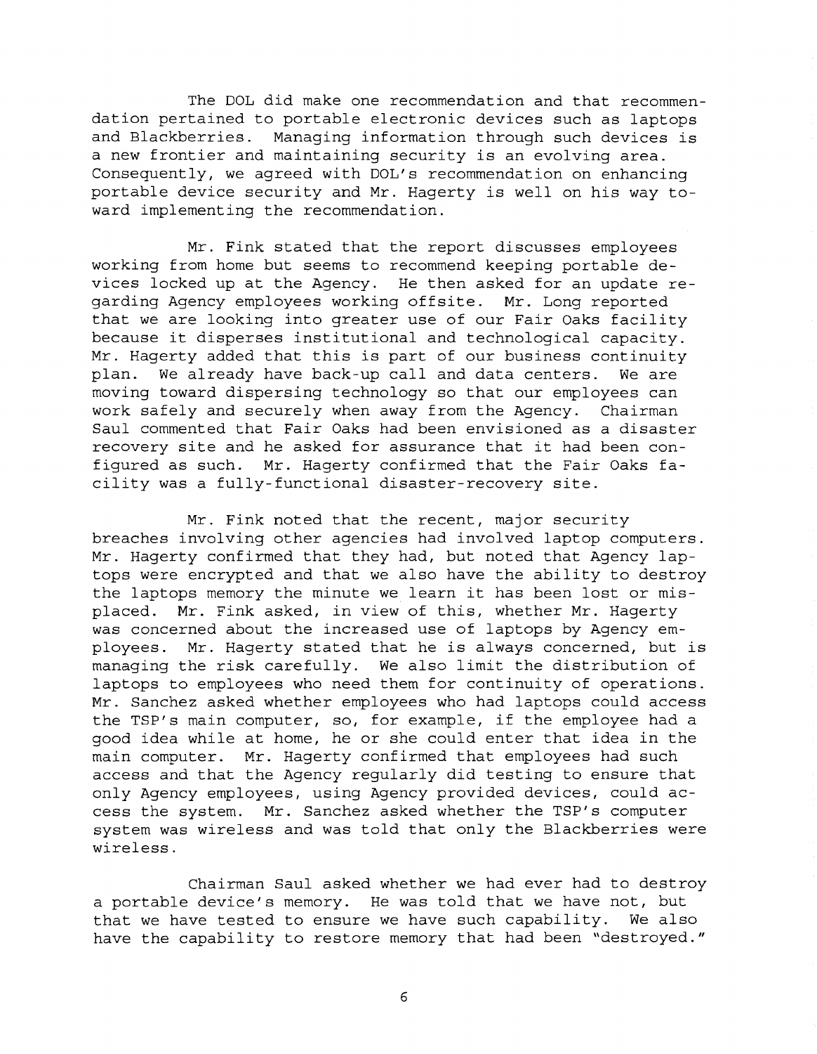The DOL did make one recommendation and that recommendation pertained to portable electronic devices such as laptops and Blackberries. Managing information through such devices is a new frontier and maintaining security is an evolving area. Consequently, we agreed with DOL's recommendation on enhancing portable device security and Mr. Hagerty is well on his way toward implementing the recommendation.

Mr. Fink stated that the report discusses employees working from home but seems to recommend keeping portable devices locked up at the Agency. He then asked for an update regarding Agency employees working offsite. Mr. Long reported that we are looking into greater use of our Fair Oaks facility because it disperses institutional and technological capacity. Mr. Hagerty added that this is part of our business continuity plan. We already have back-up call and data centers. We are moving toward dispersing technology so that our employees can work safely and securely when away from the Agency. Chairman Saul commented that Fair Oaks had been envisioned as a disaster recovery site and he asked for assurance that it had been configured as such. Mr. Hagerty confirmed that the Fair Oaks facility was a fully-functional disaster-recovery site.

Mr. Fink noted that the recent, major security breaches involving other agencies had involved laptop computers. Mr. Hagerty confirmed that they had, but noted that Agency laptops were encrypted and that we also have the ability to destroy the laptops memory the minute we learn it has been lost or misplaced. Mr. Fink asked, in view of this, whether Mr. Hagerty was concerned about the increased use of laptops by Agency employees. Mr. Hagerty stated that he is always concerned, but is managing the risk carefully. We also limit the distribution of laptops to employees who need them for continuity of operations. Mr. Sanchez asked whether employees who had laptops could access the TSP's main computer, so, for example, if the employee had a good idea while at home, he or she could enter that idea in the main computer. Mr. Hagerty confirmed that employees had such access and that the Agency regularly did testing to ensure that only Agency employees, using Agency provided devices, could access the system. Mr. Sanchez asked whether the TSP's computer system was wireless and was told that only the Blackberries were wireless.

Chairman Saul asked whether we had ever had to destroy a portable device's memory. He was told that we have not, but that we have tested to ensure we have such capability. We also have the capability to restore memory that had been "destroyed."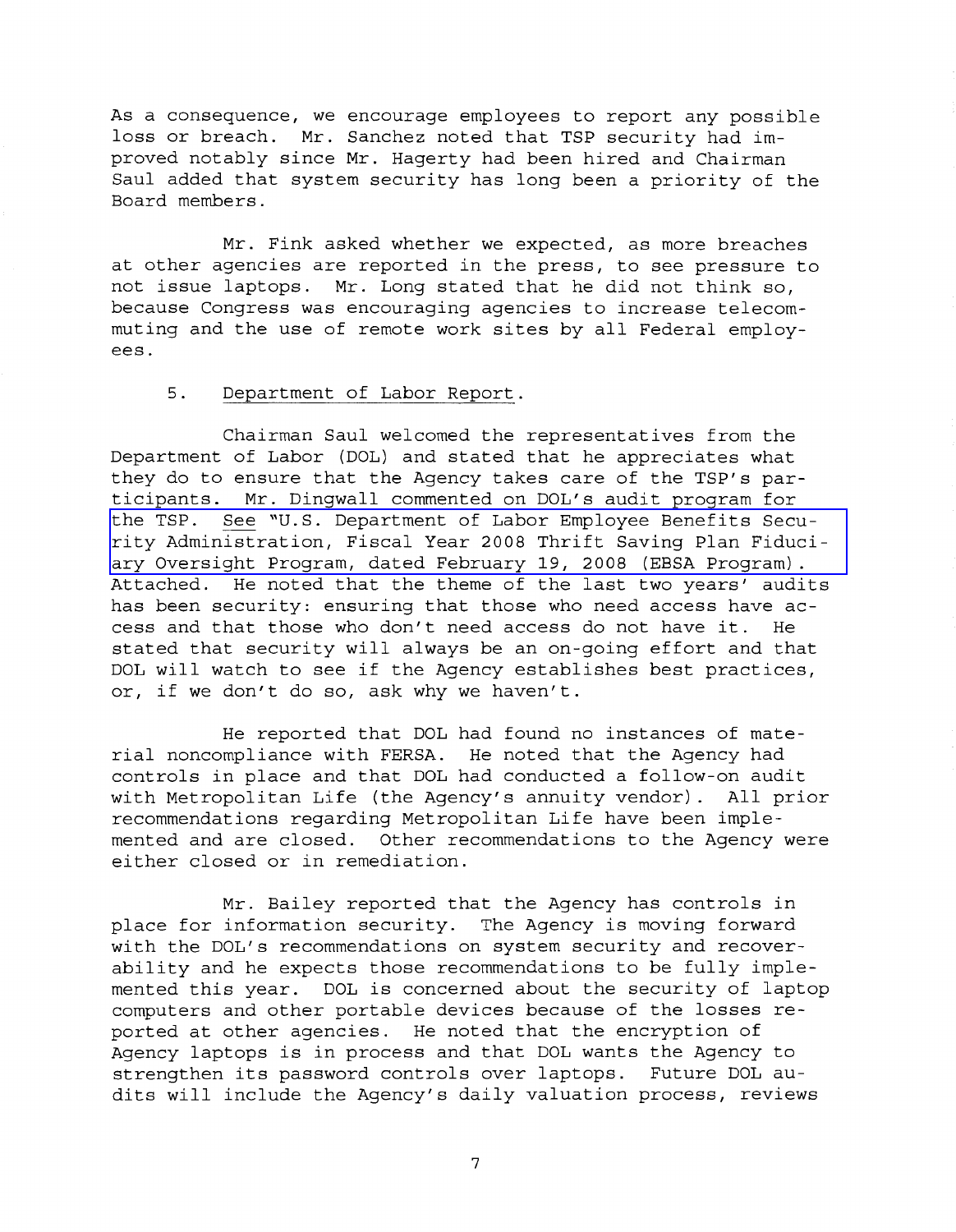As a consequence, we encourage employees to report any possible loss or breach. Mr. Sanchez noted that TSP security had improved notably since Mr. Hagerty had been hired and Chairman Saul added that system security has long been a priority of the Board members.

Mr. Fink asked whether we expected, as more breaches at other agencies are reported in the press, to see pressure to not issue laptops. Mr. Long stated that he did not think so, because Congress was encouraging agencies to increase telecommuting and the use of remote work sites by all Federal employees.

5. Department of Labor Report.

Chairman Saul welcomed the representatives from the Department of Labor (DOL) and stated that he appreciates what they do to ensure that the Agency takes care of the TSP's participants. Mr. Dingwall commented on DOL's audit program for the TSP. See "U.S. Department of Labor Employee Benefits Security Administration, Fiscal Year 2008 Thrift Saving Plan Fiduciary Oversight Program, dated February 19, 2008 (EBSA Program). Attached. He noted that the theme of the last two years' audits has been security: ensuring that those who need access have access and that those who don't need access do not have it. He stated that security will always be an on-going effort and that DOL will watch to see if the Agency establishes best practices, or, if we don't do so, ask why we haven't.

He reported that DOL had found no instances of material noncompliance with FERSA. He noted that the Agency had controls in place and that DOL had conducted a follow-on audit with Metropolitan Life (the Agency's annuity vendor). All prior recommendations regarding Metropolitan Life have been implemented and are closed. Other recommendations to the Agency were either closed or in remediation.

Mr. Bailey reported that the Agency has controls in place for information security. The Agency is moving forward with the DOL's recommendations on system security and recoverability and he expects those recommendations to be fully implemented this year. DOL is concerned about the security of laptop computers and other portable devices because of the losses reported at other agencies. He noted that the encryption of Agency laptops is in process and that DOL wants the Agency to strengthen its password controls over laptops. Future DOL audits will include the Agency's daily valuation process, reviews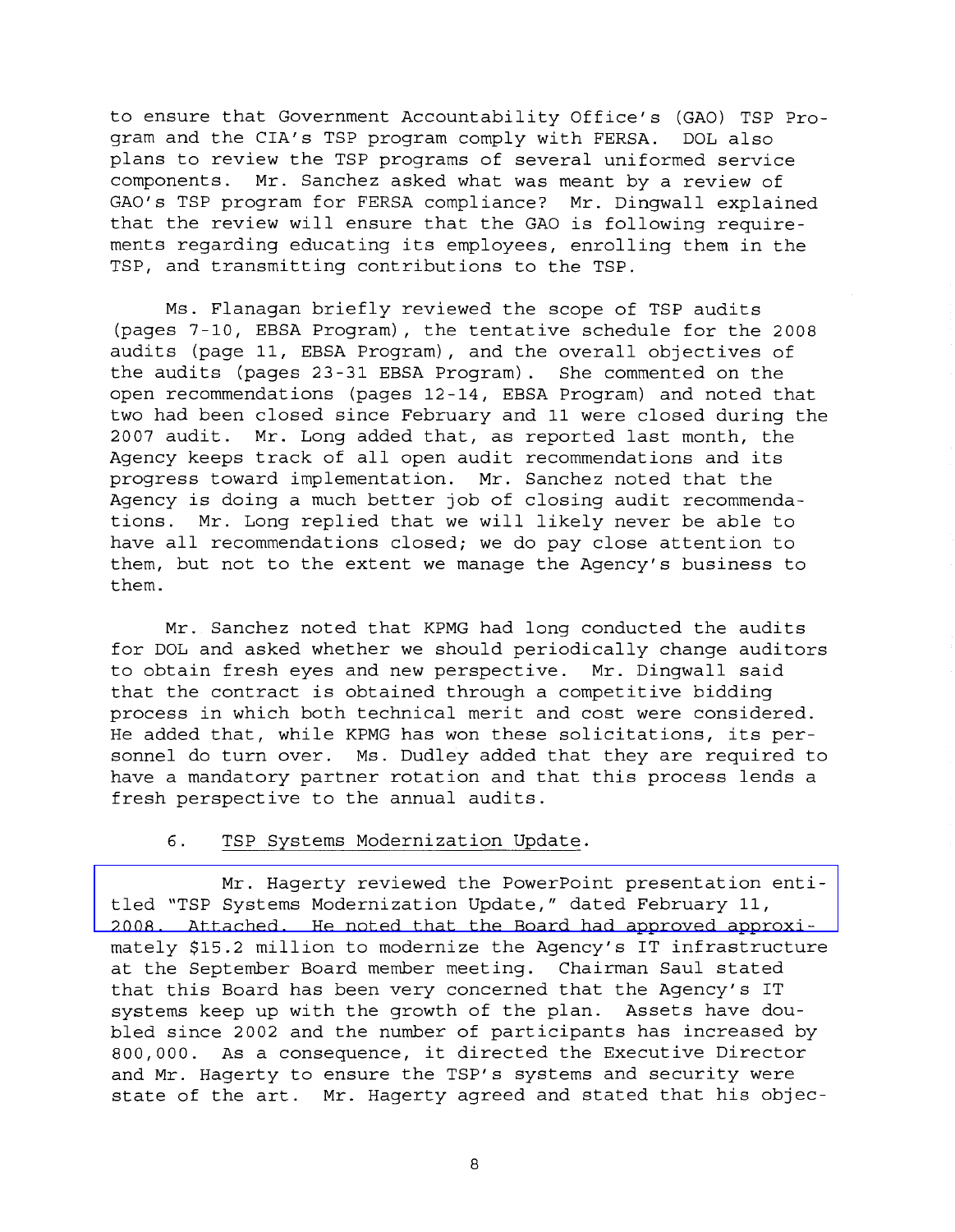to ensure that Government Accountability Office's (GAO) TSP Program and the CIA's TSP program comply with FERSA. DOL also plans to review the TSP programs of several uniformed service components. Mr. Sanchez asked what was meant by a review of GAO's TSP program for FERSA compliance? Mr. Dingwall explained that the review will ensure that the GAO is following requirements regarding educating its employees, enrolling them in the TSP, and transmitting contributions to the TSP.

Ms. Flanagan briefly reviewed the scope of TSP audits (pages 7-10, EBSA Program), the tentative schedule for the 2008 audits (page 11, EBSA Program), and the overall objectives of the audits (pages 23-31 EBSA Program). She commented on the open recommendations (pages 12-14, EBSA Program) and noted that two had been closed since February and 11 were closed during the 2007 audit. Mr. Long added that, as reported last month, the Agency keeps track of all open audit recommendations and its progress toward implementation. Mr. Sanchez noted that the Agency is doing a much better job of closing audit recommendations. Mr. Long replied that we will likely never be able to have all recommendations closed; we do pay close attention to them, but not to the extent we manage the Agency's business to them.

Mr. Sanchez noted that KPMG had long conducted the audits for DOL and asked whether we should periodically change auditors to obtain fresh eyes and new perspective. Mr. Dingwall said that the contract is obtained through a competitive bidding process in which both technical merit and cost were considered. He added that, while KPMG has won these solicitations, its personnel do turn over. Ms. Dudley added that they are required to have a mandatory partner rotation and that this process lends a fresh perspective to the annual audits.

6. <u>TSP Systems Modernization Update</u>.

Mr. Hagerty reviewed the PowerPoint presentation entitled "TSP Systems Modernization Update," dated February 11, 2008. Attached. He noted that the Board had approved approximately $15.2 million to modernize the Agency's IT infrastructure at the September Board member meeting. Chairman Saul stated that this Board has been very concerned that the Agency's IT systems keep up with the growth of the plan. Assets have doubled since 2002 and the number of participants has increased by 800,000. As a consequence, it directed the Executive Director and Mr. Hagerty to ensure the TSP's systems and security were state of the art. Mr. Hagerty agreed and stated that his objec-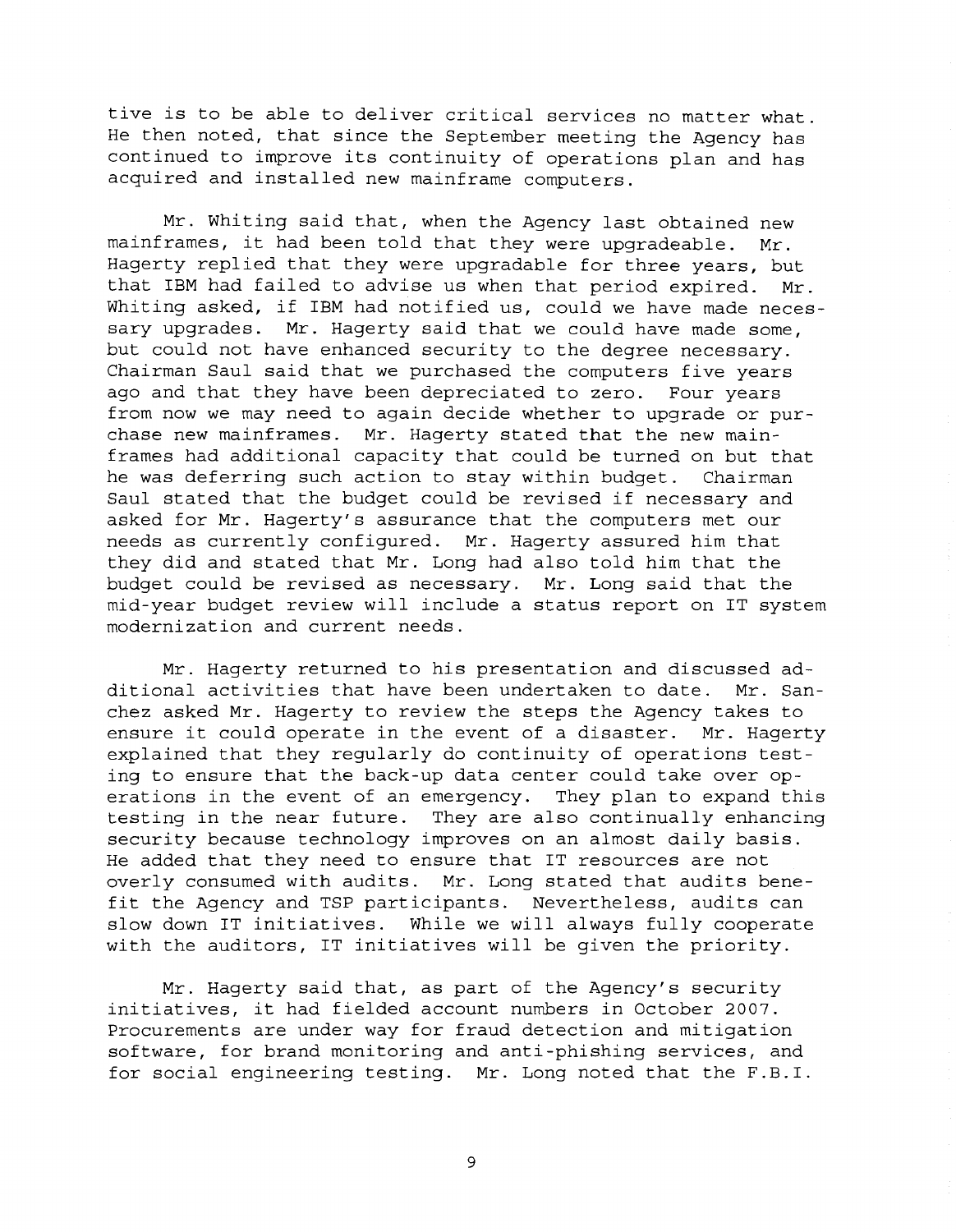tive is to be able to deliver critical services no matter what. He then noted, that since the September meeting the Agency has continued to improve its continuity of operations plan and has acquired and installed new mainframe computers.

Mr. Whiting said that, when the Agency last obtained new mainframes, it had been told that they were upgradeable. Mr. Hagerty replied that they were upgradable for three years, but that IBM had failed to advise us when that period expired. Mr. Whiting asked, if IBM had notified us, could we have made necessary upgrades. Mr. Hagerty said that we could have made some, but could not have enhanced security to the degree necessary. Chairman Saul said that we purchased the computers five years ago and that they have been depreciated to zero. Four years from now we may need to again decide whether to upgrade or purchase new mainframes. Mr. Hagerty stated that the new mainframes had additional capacity that could be turned on but that he was deferring such action to stay within budget. Chairman Saul stated that the budget could be revised if necessary and asked for Mr. Hagerty's assurance that the computers met our needs as currently configured. Mr. Hagerty assured him that they did and stated that Mr. Long had also told him that the budget could be revised as necessary. Mr. Long said that the mid-year budget review will include a status report on IT system modernization and current needs.

Mr. Hagerty returned to his presentation and discussed additional activities that have been undertaken to date. Mr. Sanchez asked Mr. Hagerty to review the steps the Agency takes to ensure it could operate in the event of a disaster. Mr. Hagerty explained that they regularly do continuity of operations testing to ensure that the back-up data center could take over operations in the event of an emergency. They plan to expand this testing in the near future. They are also continually enhancing security because technology improves on an almost daily basis. He added that they need to ensure that IT resources are not overly consumed with audits. Mr. Long stated that audits benefit the Agency and TSP participants. Nevertheless, audits can slow down IT initiatives. While we will always fully cooperate with the auditors, IT initiatives will be given the priority.

Mr. Hagerty said that, as part of the Agency's security initiatives, it had fielded account numbers in October 2007. Procurements are under way for fraud detection and mitigation software, for brand monitoring and anti-phishing services, and for social engineering testing. Mr. Long noted that the F.B.I.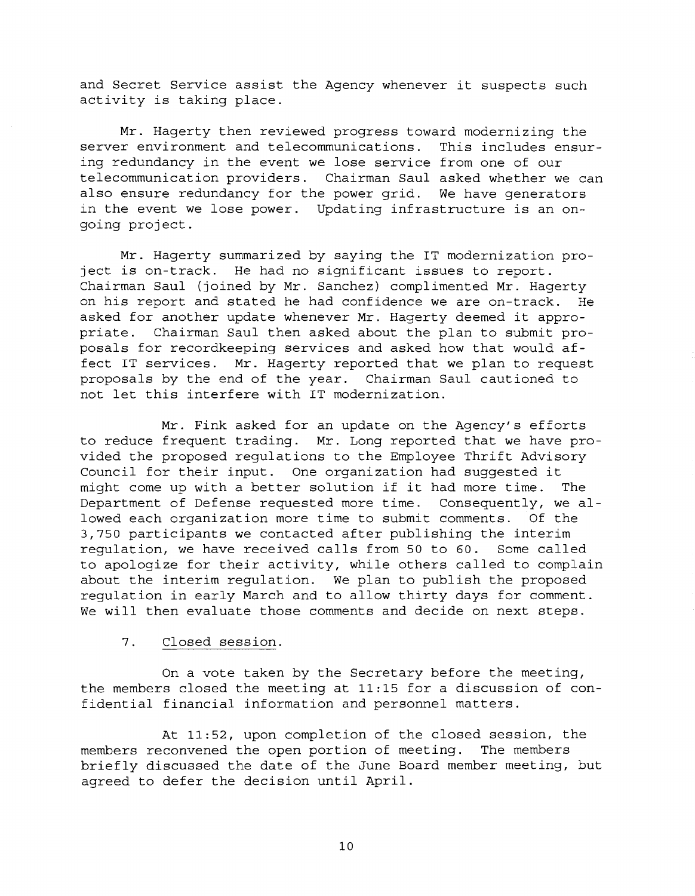and Secret Service assist the Agency whenever it suspects such activity is taking place.

Mr. Hagerty then reviewed progress toward modernizing the server environment and telecommunications. This includes ensuring redundancy in the event we lose service from one of our telecommunication providers. Chairman Saul asked whether we can also ensure redundancy for the power grid. We have generators in the event we lose power. Updating infrastructure is an ongoing project.

Mr. Hagerty summarized by saying the IT modernization project is on-track. He had no significant issues to report. Chairman Saul (joined by Mr. Sanchez) complimented Mr. Hagerty on his report and stated he had confidence we are on-track. He asked for another update whenever Mr. Hagerty deemed it appropriate. Chairman Saul then asked about the plan to submit proposals for recordkeeping services and asked how that would affect IT services. Mr. Hagerty reported that we plan to request proposals by the end of the year. Chairman Saul cautioned to not let this interfere with IT modernization.

Mr. Fink asked for an update on the Agency's efforts to reduce frequent trading. Mr. Long reported that we have provided the proposed regulations to the Employee Thrift Advisory Council for their input. One organization had suggested it might come up with a better solution if it had more time. The Department of Defense requested more time. Consequently, we allowed each organization more time to submit comments. Of the 3,750 participants we contacted after publishing the interim regulation, we have received calls from 50 to 60. Some called to apologize for their activity, while others called to complain about the interim regulation. We plan to publish the proposed regulation in early March and to allow thirty days for comment. We will then evaluate those comments and decide on next steps.

7. Closed session.

On a vote taken by the Secretary before the meeting, the members closed the meeting at 11:15 for a discussion of confidential financial information and personnel matters.

At 11:52, upon completion of the closed session, the members reconvened the open portion of meeting. The members briefly discussed the date of the June Board member meeting, but agreed to defer the decision until April.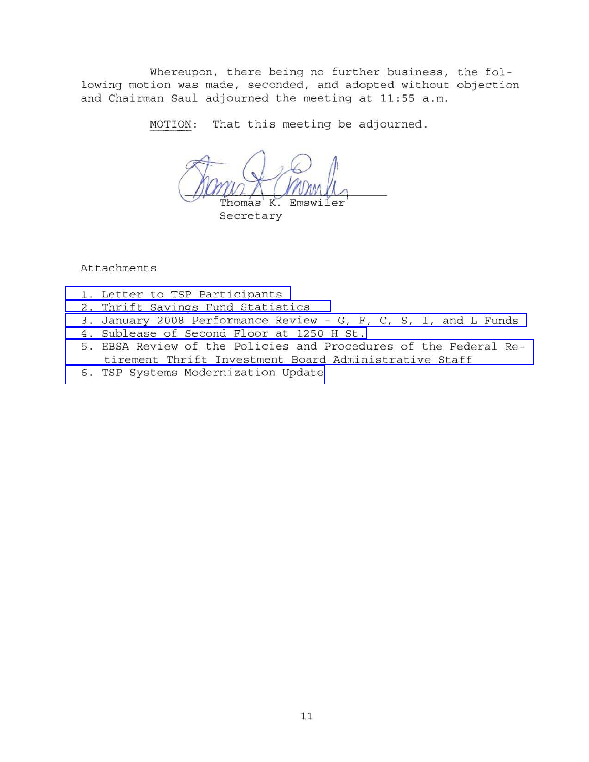Whereupon, there being no further business, the following motion was made, seconded, and adopted without objection and Chairman Saul adjourned the meeting at 11:55 a.m.

MOTION: That this meeting be adjourned.

Thomas K. Emswiler
Secretary

Attachments

1. Letter to TSP Participants
2. Thrift Savings Fund Statistics
3. January 2008 Performance Review - G, F, C, S, I, and L Funds
4. Sublease of Second Floor at 1250 H St.
5. EBSA Review of the Policies and Procedures of the Federal Retirement Thrift Investment Board Administrative Staff
6. TSP Systems Modernization Update